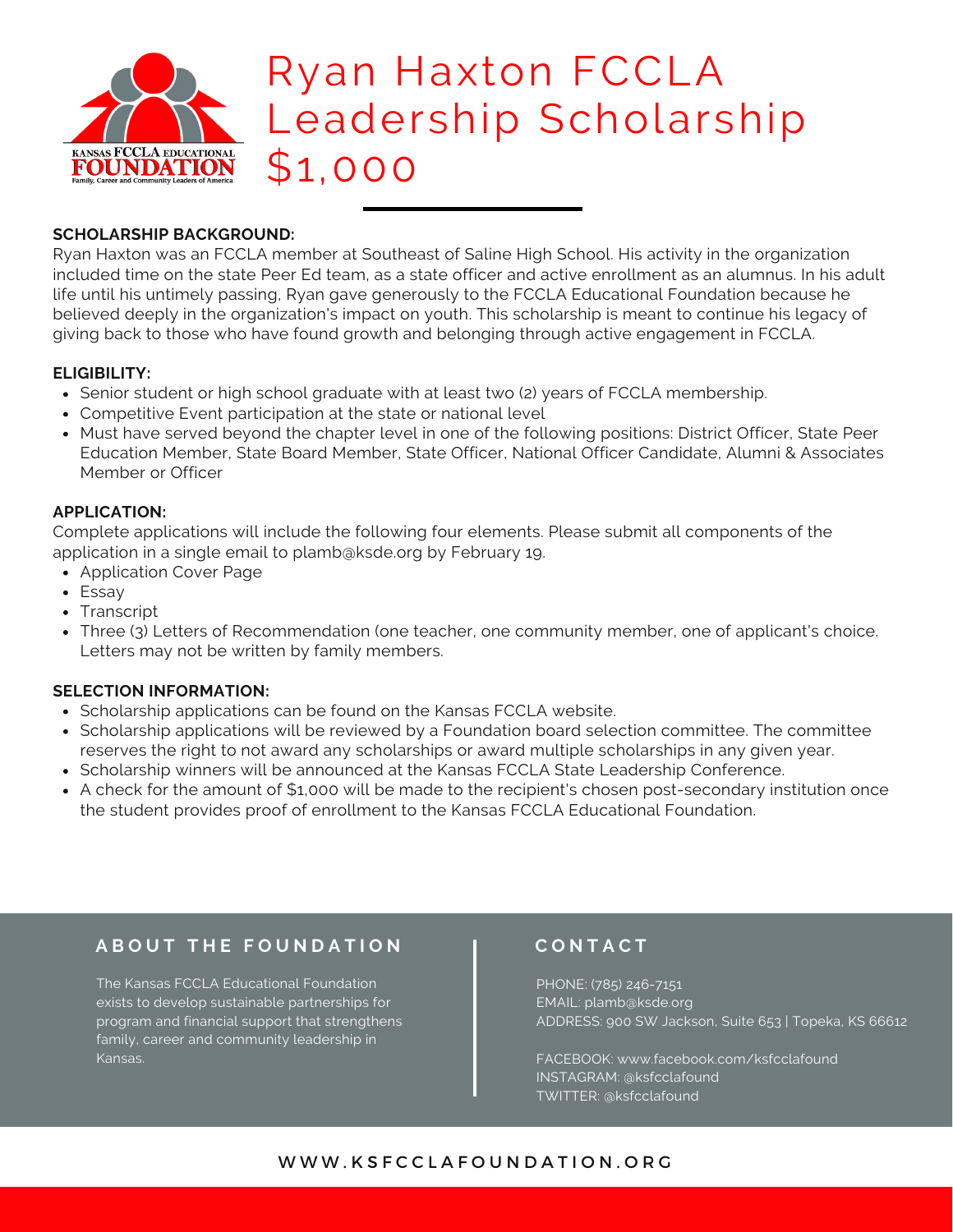# Ryan Haxton FCCLA Leadership Scholarship $1,000

**SCHOLARSHIP BACKGROUND:**

Ryan Haxton was an FCCLA member at Southeast of Saline High School. His activity in the organization included time on the state Peer Ed team, as a state officer and active enrollment as an alumnus. In his adult life until his untimely passing, Ryan gave generously to the FCCLA Educational Foundation because he believed deeply in the organization's impact on youth. This scholarship is meant to continue his legacy of giving back to those who have found growth and belonging through active engagement in FCCLA.

**ELIGIBILITY:**

- Senior student or high school graduate with at least two (2) years of FCCLA membership.
- Competitive Event participation at the state or national level
- Must have served beyond the chapter level in one of the following positions: District Officer, State Peer Education Member, State Board Member, State Officer, National Officer Candidate, Alumni & Associates Member or Officer

**APPLICATION:**

Complete applications will include the following four elements. Please submit all components of the application in a single email to plamb@ksde.org by February 19.

- Application Cover Page
- Essay
- Transcript
- Three (3) Letters of Recommendation (one teacher, one community member, one of applicant's choice. Letters may not be written by family members.

**SELECTION INFORMATION:**

- Scholarship applications can be found on the Kansas FCCLA website.
- Scholarship applications will be reviewed by a Foundation board selection committee. The committee reserves the right to not award any scholarships or award multiple scholarships in any given year.
- Scholarship winners will be announced at the Kansas FCCLA State Leadership Conference.
- A check for the amount of $1,000 will be made to the recipient's chosen post-secondary institution once the student provides proof of enrollment to the Kansas FCCLA Educational Foundation.

## ABOUT THE FOUNDATION

The Kansas FCCLA Educational Foundation exists to develop sustainable partnerships for program and financial support that strengthens family, career and community leadership in Kansas.

## CONTACT

PHONE: (785) 246-7151
EMAIL: plamb@ksde.org
ADDRESS: 900 SW Jackson, Suite 653 | Topeka, KS 66612

FACEBOOK: www.facebook.com/ksfcclafound
INSTAGRAM: @ksfcclafound
TWITTER: @ksfcclafound

WWW.KSFCCLAFOUNDATION.ORG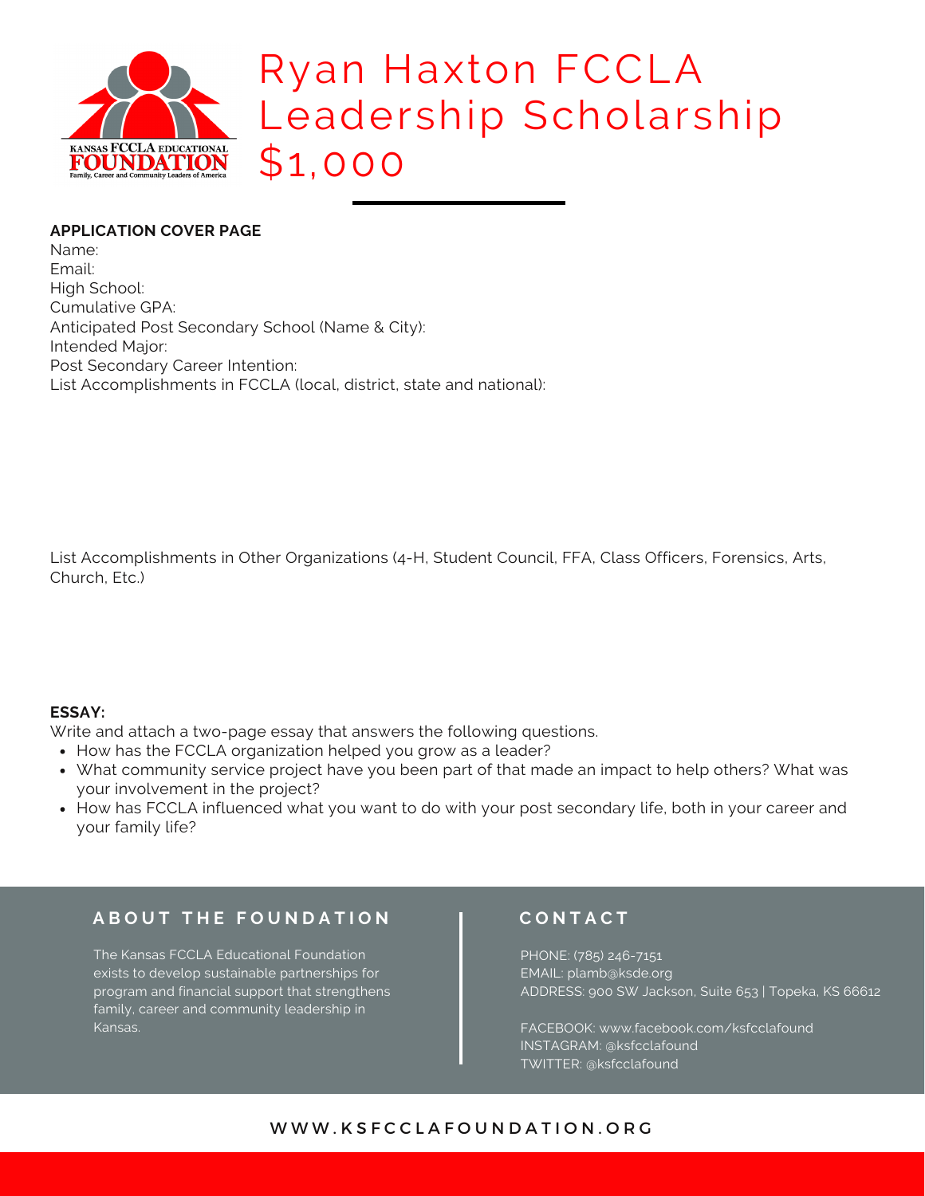# Ryan Haxton FCCLA Leadership Scholarship $1,000

**APPLICATION COVER PAGE**

Name:
Email:
High School:
Cumulative GPA:
Anticipated Post Secondary School (Name & City):
Intended Major:
Post Secondary Career Intention:
List Accomplishments in FCCLA (local, district, state and national):

List Accomplishments in Other Organizations (4-H, Student Council, FFA, Class Officers, Forensics, Arts, Church, Etc.)

**ESSAY:**

Write and attach a two-page essay that answers the following questions.

- How has the FCCLA organization helped you grow as a leader?
- What community service project have you been part of that made an impact to help others? What was your involvement in the project?
- How has FCCLA influenced what you want to do with your post secondary life, both in your career and your family life?

## ABOUT THE FOUNDATION

The Kansas FCCLA Educational Foundation exists to develop sustainable partnerships for program and financial support that strengthens family, career and community leadership in Kansas.

## CONTACT

PHONE: (785) 246-7151
EMAIL: plamb@ksde.org
ADDRESS: 900 SW Jackson, Suite 653 | Topeka, KS 66612

FACEBOOK: www.facebook.com/ksfcclafound
INSTAGRAM: @ksfcclafound
TWITTER: @ksfcclafound

WWW.KSFCCLAFOUNDATION.ORG